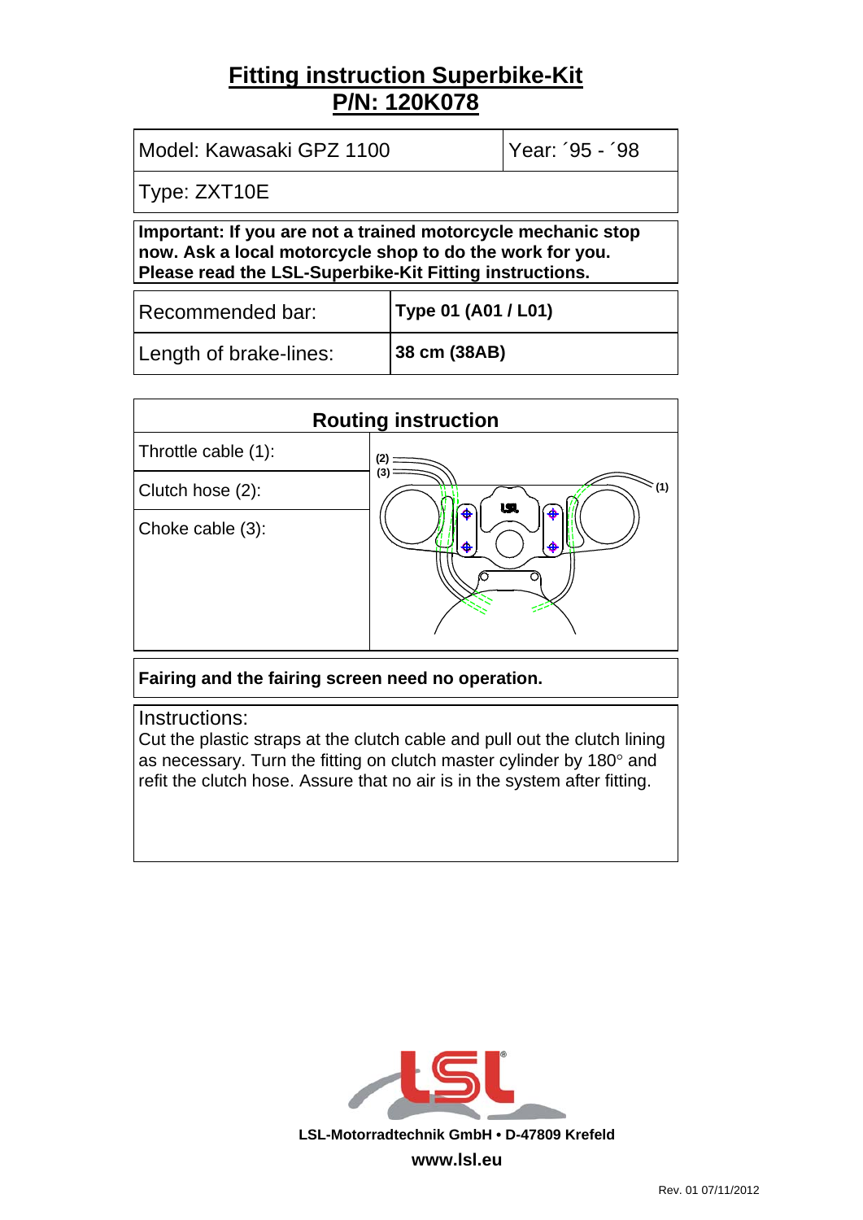# Fitting instruction Superbike-Kit
# P/N: 120K078

| Model: Kawasaki GPZ 1100 | Year: ´95 - ´98 |
|---|---|
| Type: ZXT10E | |

**Important: If you are not a trained motorcycle mechanic stop now. Ask a local motorcycle shop to do the work for you. Please read the LSL-Superbike-Kit Fitting instructions.**

| Recommended bar: | **Type 01 (A01 / L01)** |
|---|---|
| Length of brake-lines: | **38 cm (38AB)** |

## Routing instruction

Throttle cable (1):

Clutch hose (2):

Choke cable (3):

**Fairing and the fairing screen need no operation.**

Instructions:
Cut the plastic straps at the clutch cable and pull out the clutch lining as necessary. Turn the fitting on clutch master cylinder by 180° and refit the clutch hose. Assure that no air is in the system after fitting.

LSL-Motorradtechnik GmbH • D-47809 Krefeld

www.lsl.eu

Rev. 01 07/11/2012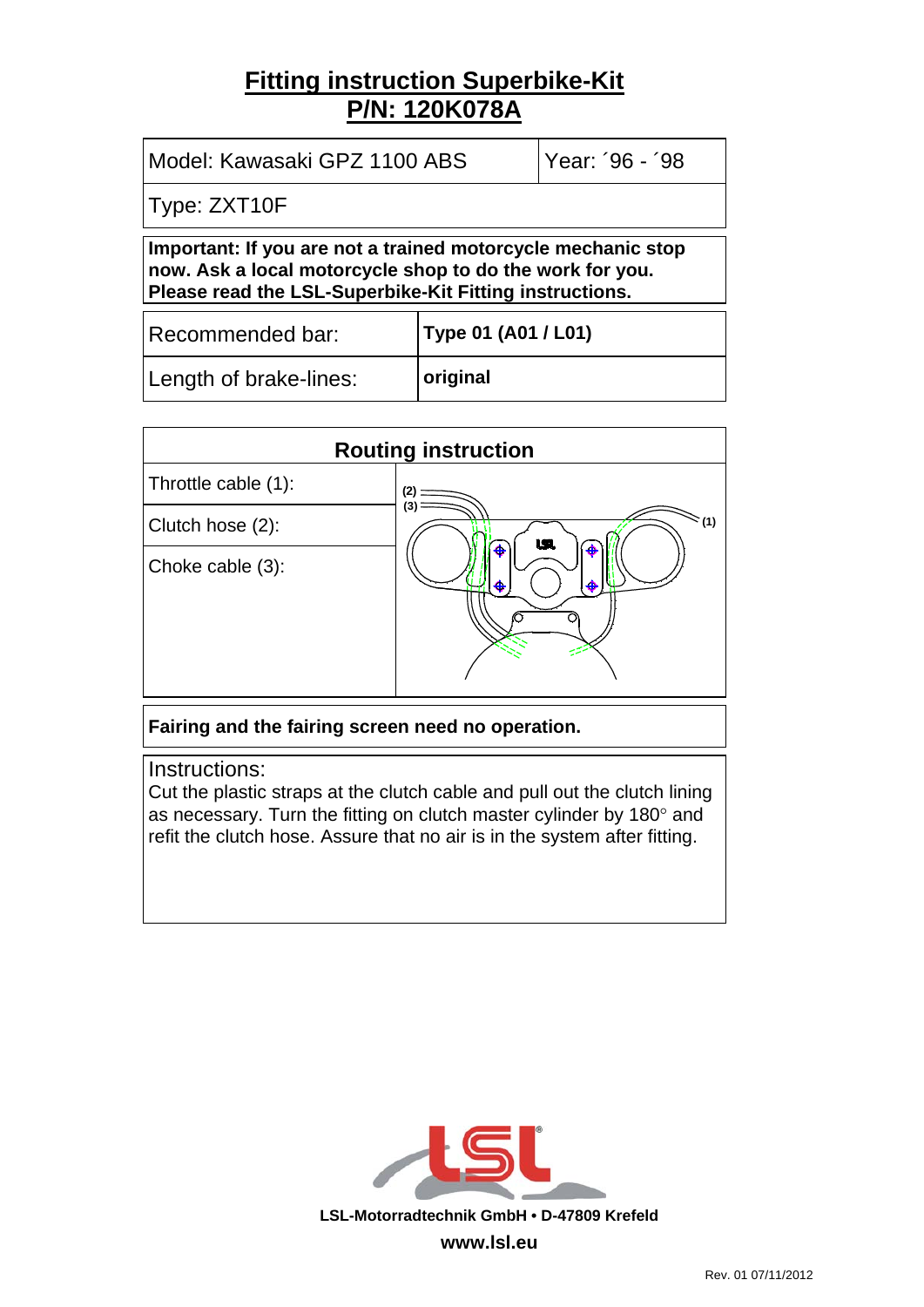# Fitting instruction Superbike-Kit
# P/N: 120K078A

| Model: Kawasaki GPZ 1100 ABS | Year: ´96 - ´98 |
|---|---|
| Type: ZXT10F | |

**Important: If you are not a trained motorcycle mechanic stop now. Ask a local motorcycle shop to do the work for you. Please read the LSL-Superbike-Kit Fitting instructions.**

| Recommended bar: | **Type 01 (A01 / L01)** |
|---|---|
| Length of brake-lines: | **original** |

| Routing instruction |
|---|
| Throttle cable (1): |
| Clutch hose (2): |
| Choke cable (3): |

**Fairing and the fairing screen need no operation.**

Instructions:
Cut the plastic straps at the clutch cable and pull out the clutch lining as necessary. Turn the fitting on clutch master cylinder by 180° and refit the clutch hose. Assure that no air is in the system after fitting.

LSL-Motorradtechnik GmbH • D-47809 Krefeld

www.lsl.eu

Rev. 01 07/11/2012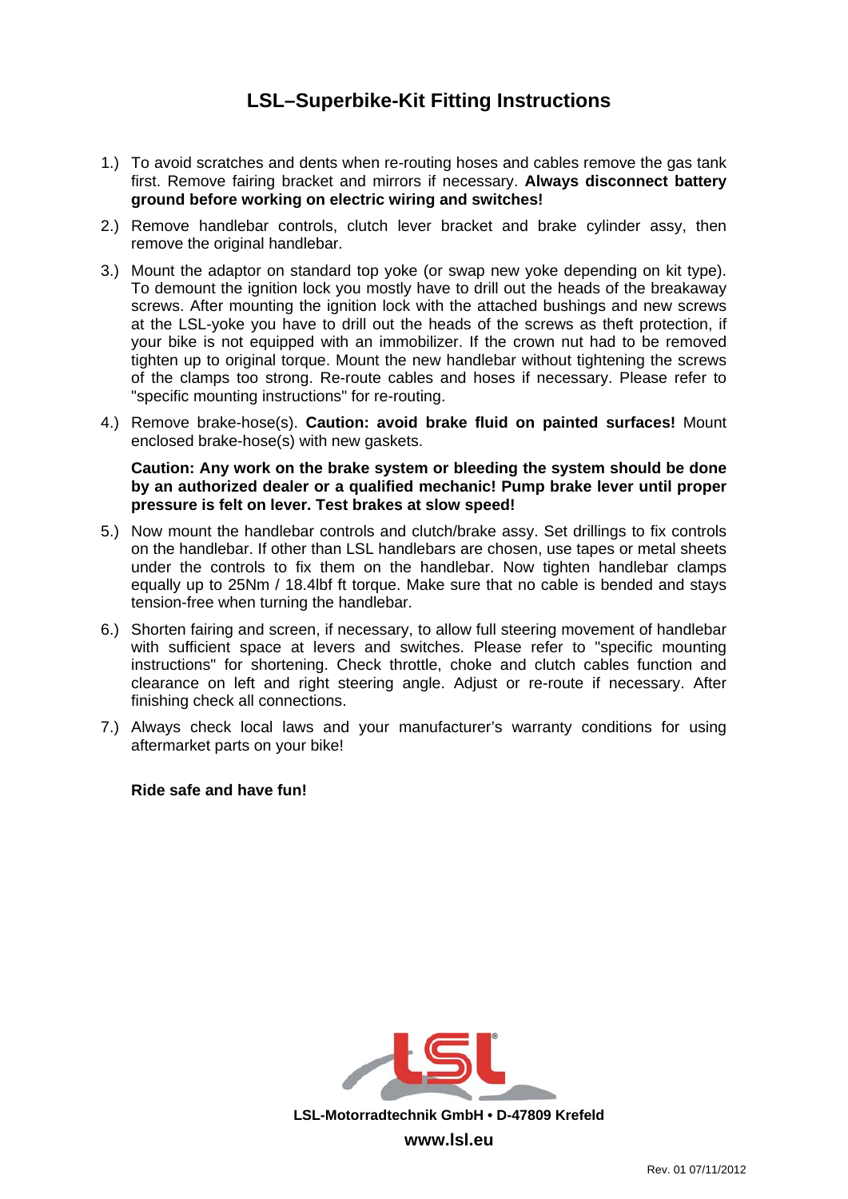# LSL–Superbike-Kit Fitting Instructions

1.) To avoid scratches and dents when re-routing hoses and cables remove the gas tank first. Remove fairing bracket and mirrors if necessary. **Always disconnect battery ground before working on electric wiring and switches!**

2.) Remove handlebar controls, clutch lever bracket and brake cylinder assy, then remove the original handlebar.

3.) Mount the adaptor on standard top yoke (or swap new yoke depending on kit type). To demount the ignition lock you mostly have to drill out the heads of the breakaway screws. After mounting the ignition lock with the attached bushings and new screws at the LSL-yoke you have to drill out the heads of the screws as theft protection, if your bike is not equipped with an immobilizer. If the crown nut had to be removed tighten up to original torque. Mount the new handlebar without tightening the screws of the clamps too strong. Re-route cables and hoses if necessary. Please refer to "specific mounting instructions" for re-routing.

4.) Remove brake-hose(s). **Caution: avoid brake fluid on painted surfaces!** Mount enclosed brake-hose(s) with new gaskets.

   **Caution: Any work on the brake system or bleeding the system should be done by an authorized dealer or a qualified mechanic! Pump brake lever until proper pressure is felt on lever. Test brakes at slow speed!**

5.) Now mount the handlebar controls and clutch/brake assy. Set drillings to fix controls on the handlebar. If other than LSL handlebars are chosen, use tapes or metal sheets under the controls to fix them on the handlebar. Now tighten handlebar clamps equally up to 25Nm / 18.4lbf ft torque. Make sure that no cable is bended and stays tension-free when turning the handlebar.

6.) Shorten fairing and screen, if necessary, to allow full steering movement of handlebar with sufficient space at levers and switches. Please refer to "specific mounting instructions" for shortening. Check throttle, choke and clutch cables function and clearance on left and right steering angle. Adjust or re-route if necessary. After finishing check all connections.

7.) Always check local laws and your manufacturer's warranty conditions for using aftermarket parts on your bike!

**Ride safe and have fun!**

LSL®

**LSL-Motorradtechnik GmbH • D-47809 Krefeld**

**www.lsl.eu**

Rev. 01 07/11/2012